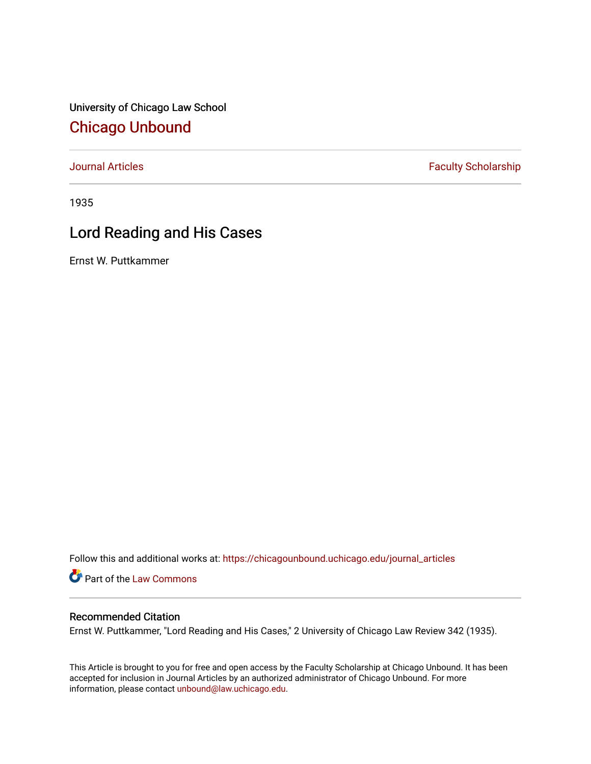University of Chicago Law School

# Chicago Unbound

Journal Articles | Faculty Scholarship

1935

## Lord Reading and His Cases

Ernst W. Puttkammer

Follow this and additional works at: https://chicagounbound.uchicago.edu/journal_articles

Part of the Law Commons

### Recommended Citation

Ernst W. Puttkammer, "Lord Reading and His Cases," 2 University of Chicago Law Review 342 (1935).

This Article is brought to you for free and open access by the Faculty Scholarship at Chicago Unbound. It has been accepted for inclusion in Journal Articles by an authorized administrator of Chicago Unbound. For more information, please contact unbound@law.uchicago.edu.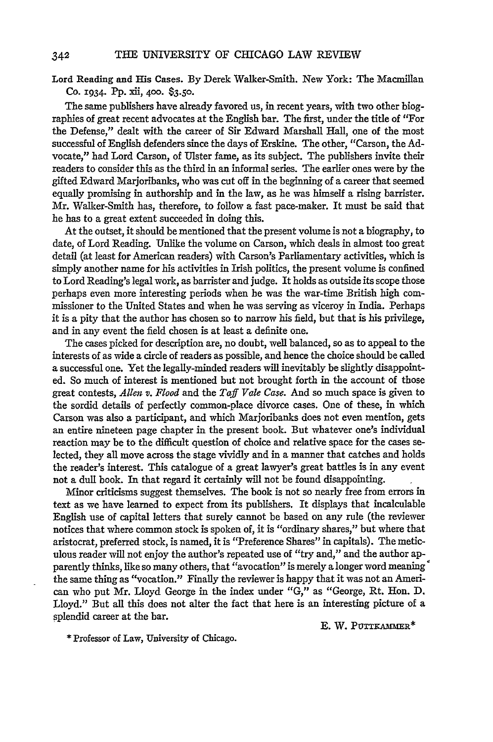Lord Reading and His Cases. By Derek Walker-Smith. New York: The Macmillan Co. 1934. Pp. xii, 400. $3.50.

The same publishers have already favored us, in recent years, with two other biographies of great recent advocates at the English bar. The first, under the title of "For the Defense," dealt with the career of Sir Edward Marshall Hall, one of the most successful of English defenders since the days of Erskine. The other, "Carson, the Advocate," had Lord Carson, of Ulster fame, as its subject. The publishers invite their readers to consider this as the third in an informal series. The earlier ones were by the gifted Edward Marjoribanks, who was cut off in the beginning of a career that seemed equally promising in authorship and in the law, as he was himself a rising barrister. Mr. Walker-Smith has, therefore, to follow a fast pace-maker. It must be said that he has to a great extent succeeded in doing this.

At the outset, it should be mentioned that the present volume is not a biography, to date, of Lord Reading. Unlike the volume on Carson, which deals in almost too great detail (at least for American readers) with Carson's Parliamentary activities, which is simply another name for his activities in Irish politics, the present volume is confined to Lord Reading's legal work, as barrister and judge. It holds as outside its scope those perhaps even more interesting periods when he was the war-time British high commissioner to the United States and when he was serving as viceroy in India. Perhaps it is a pity that the author has chosen so to narrow his field, but that is his privilege, and in any event the field chosen is at least a definite one.

The cases picked for description are, no doubt, well balanced, so as to appeal to the interests of as wide a circle of readers as possible, and hence the choice should be called a successful one. Yet the legally-minded readers will inevitably be slightly disappointed. So much of interest is mentioned but not brought forth in the account of those great contests, *Allen v. Flood* and the *Taff Vale Case*. And so much space is given to the sordid details of perfectly common-place divorce cases. One of these, in which Carson was also a participant, and which Marjoribanks does not even mention, gets an entire nineteen page chapter in the present book. But whatever one's individual reaction may be to the difficult question of choice and relative space for the cases selected, they all move across the stage vividly and in a manner that catches and holds the reader's interest. This catalogue of a great lawyer's great battles is in any event not a dull book. In that regard it certainly will not be found disappointing.

Minor criticisms suggest themselves. The book is not so nearly free from errors in text as we have learned to expect from its publishers. It displays that incalculable English use of capital letters that surely cannot be based on any rule (the reviewer notices that where common stock is spoken of, it is "ordinary shares," but where that aristocrat, preferred stock, is named, it is "Preference Shares" in capitals). The meticulous reader will not enjoy the author's repeated use of "try and," and the author apparently thinks, like so many others, that "avocation" is merely a longer word meaning the same thing as "vocation." Finally the reviewer is happy that it was not an American who put Mr. Lloyd George in the index under "G," as "George, Rt. Hon. D. Lloyd." But all this does not alter the fact that here is an interesting picture of a splendid career at the bar.

E. W. PUTTKAMMER*

\* Professor of Law, University of Chicago.